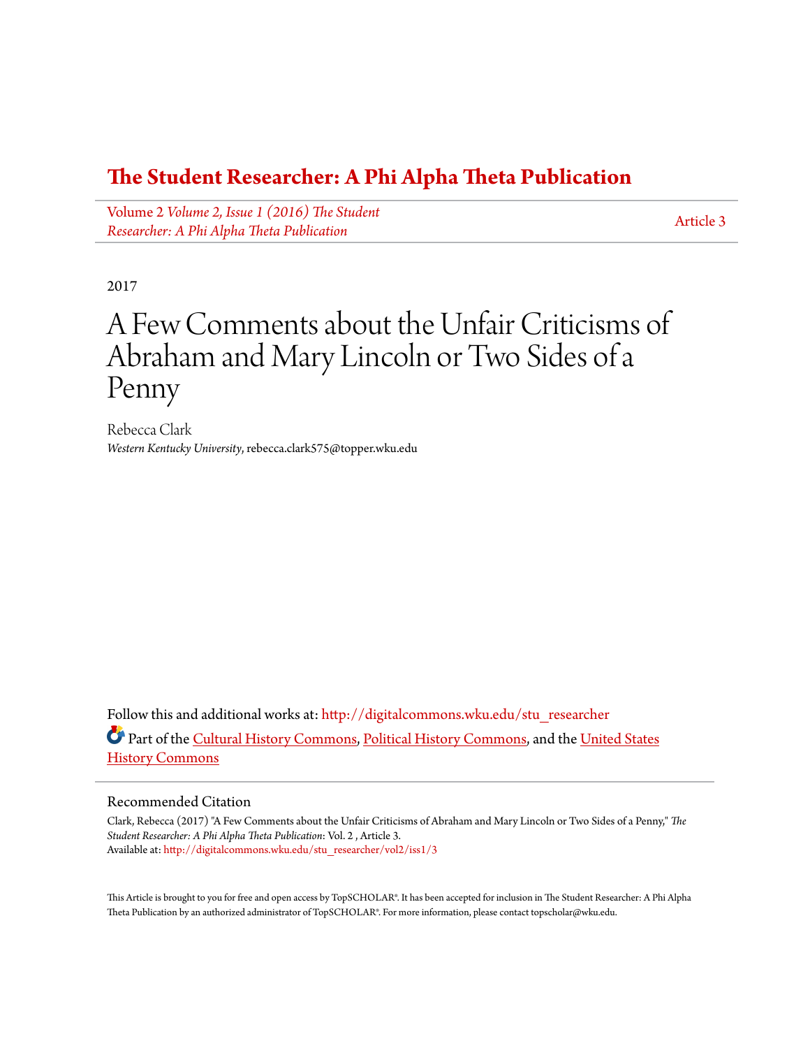# The Student Researcher: A Phi Alpha Theta Publication

Volume 2 *Volume 2, Issue 1 (2016) The Student Researcher: A Phi Alpha Theta Publication*

Article 3

2017

# A Few Comments about the Unfair Criticisms of Abraham and Mary Lincoln or Two Sides of a Penny

Rebecca Clark
*Western Kentucky University*, rebecca.clark575@topper.wku.edu

Follow this and additional works at: http://digitalcommons.wku.edu/stu_researcher

Part of the Cultural History Commons, Political History Commons, and the United States History Commons

## Recommended Citation

Clark, Rebecca (2017) "A Few Comments about the Unfair Criticisms of Abraham and Mary Lincoln or Two Sides of a Penny," *The Student Researcher: A Phi Alpha Theta Publication*: Vol. 2 , Article 3.
Available at: http://digitalcommons.wku.edu/stu_researcher/vol2/iss1/3

This Article is brought to you for free and open access by TopSCHOLAR®. It has been accepted for inclusion in The Student Researcher: A Phi Alpha Theta Publication by an authorized administrator of TopSCHOLAR®. For more information, please contact topscholar@wku.edu.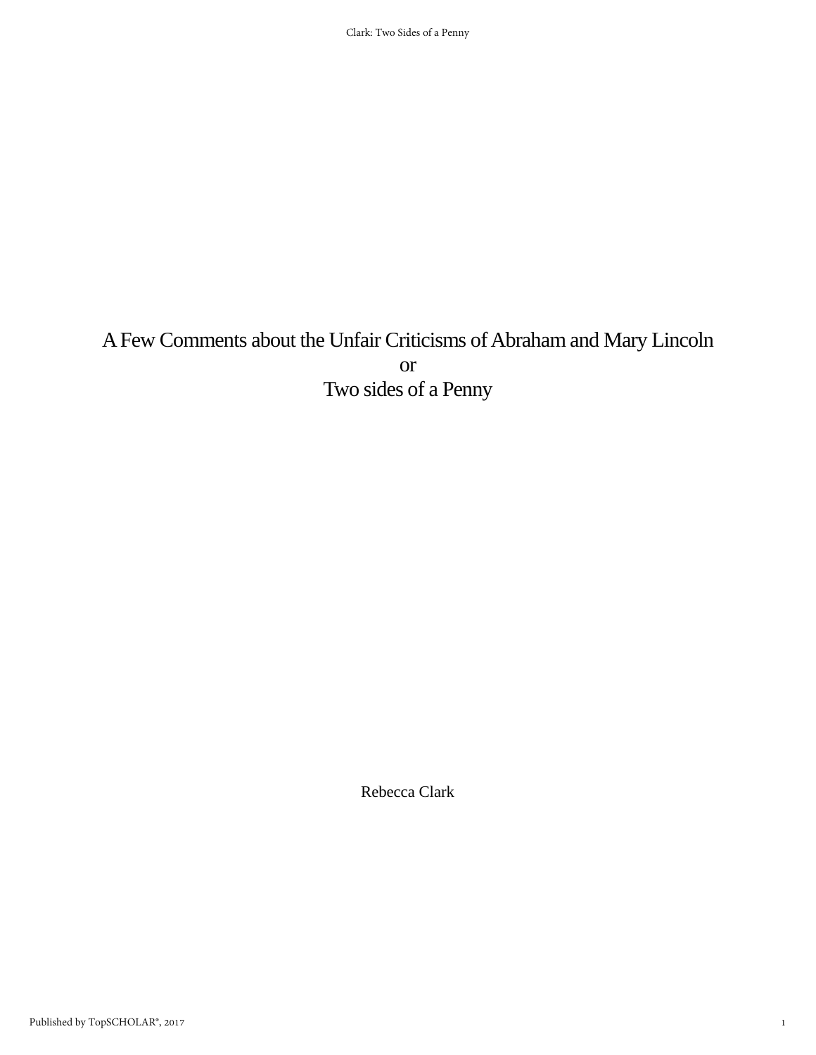# A Few Comments about the Unfair Criticisms of Abraham and Mary Lincoln
# or
# Two sides of a Penny

Rebecca Clark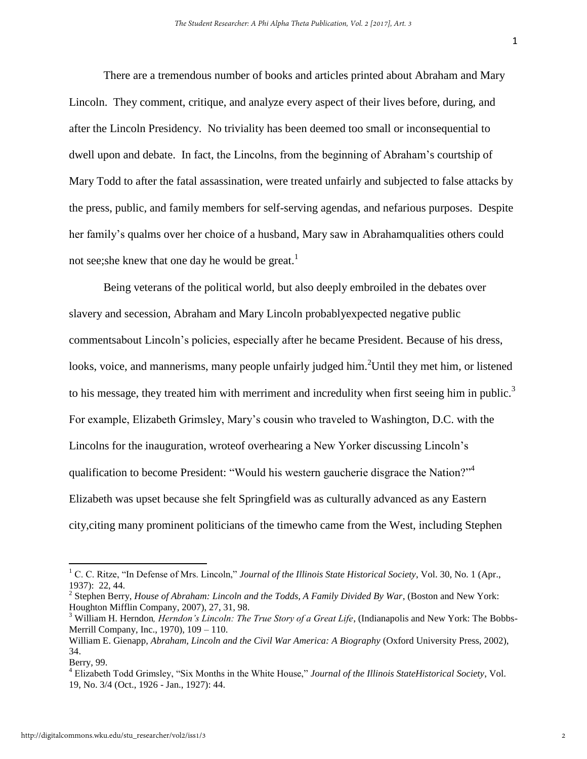There are a tremendous number of books and articles printed about Abraham and Mary Lincoln. They comment, critique, and analyze every aspect of their lives before, during, and after the Lincoln Presidency. No triviality has been deemed too small or inconsequential to dwell upon and debate. In fact, the Lincolns, from the beginning of Abraham's courtship of Mary Todd to after the fatal assassination, were treated unfairly and subjected to false attacks by the press, public, and family members for self-serving agendas, and nefarious purposes. Despite her family's qualms over her choice of a husband, Mary saw in Abrahamqualities others could not see;she knew that one day he would be great.[1]

Being veterans of the political world, but also deeply embroiled in the debates over slavery and secession, Abraham and Mary Lincoln probablyexpected negative public commentsabout Lincoln's policies, especially after he became President. Because of his dress, looks, voice, and mannerisms, many people unfairly judged him.[2]Until they met him, or listened to his message, they treated him with merriment and incredulity when first seeing him in public.[3] For example, Elizabeth Grimsley, Mary's cousin who traveled to Washington, D.C. with the Lincolns for the inauguration, wroteof overhearing a New Yorker discussing Lincoln's qualification to become President: "Would his western gaucherie disgrace the Nation?"[4] Elizabeth was upset because she felt Springfield was as culturally advanced as any Eastern city,citing many prominent politicians of the timewho came from the West, including Stephen

---

[1] C. C. Ritze, "In Defense of Mrs. Lincoln," *Journal of the Illinois State Historical Society*, Vol. 30, No. 1 (Apr., 1937): 22, 44.

[2] Stephen Berry, *House of Abraham: Lincoln and the Todds, A Family Divided By War*, (Boston and New York: Houghton Mifflin Company, 2007), 27, 31, 98.

[3] William H. Herndon, *Herndon's Lincoln: The True Story of a Great Life*, (Indianapolis and New York: The Bobbs-Merrill Company, Inc., 1970), 109 – 110.

William E. Gienapp, *Abraham, Lincoln and the Civil War America: A Biography* (Oxford University Press, 2002), 34.

Berry, 99.

[4] Elizabeth Todd Grimsley, "Six Months in the White House," *Journal of the Illinois StateHistorical Society*, Vol. 19, No. 3/4 (Oct., 1926 - Jan., 1927): 44.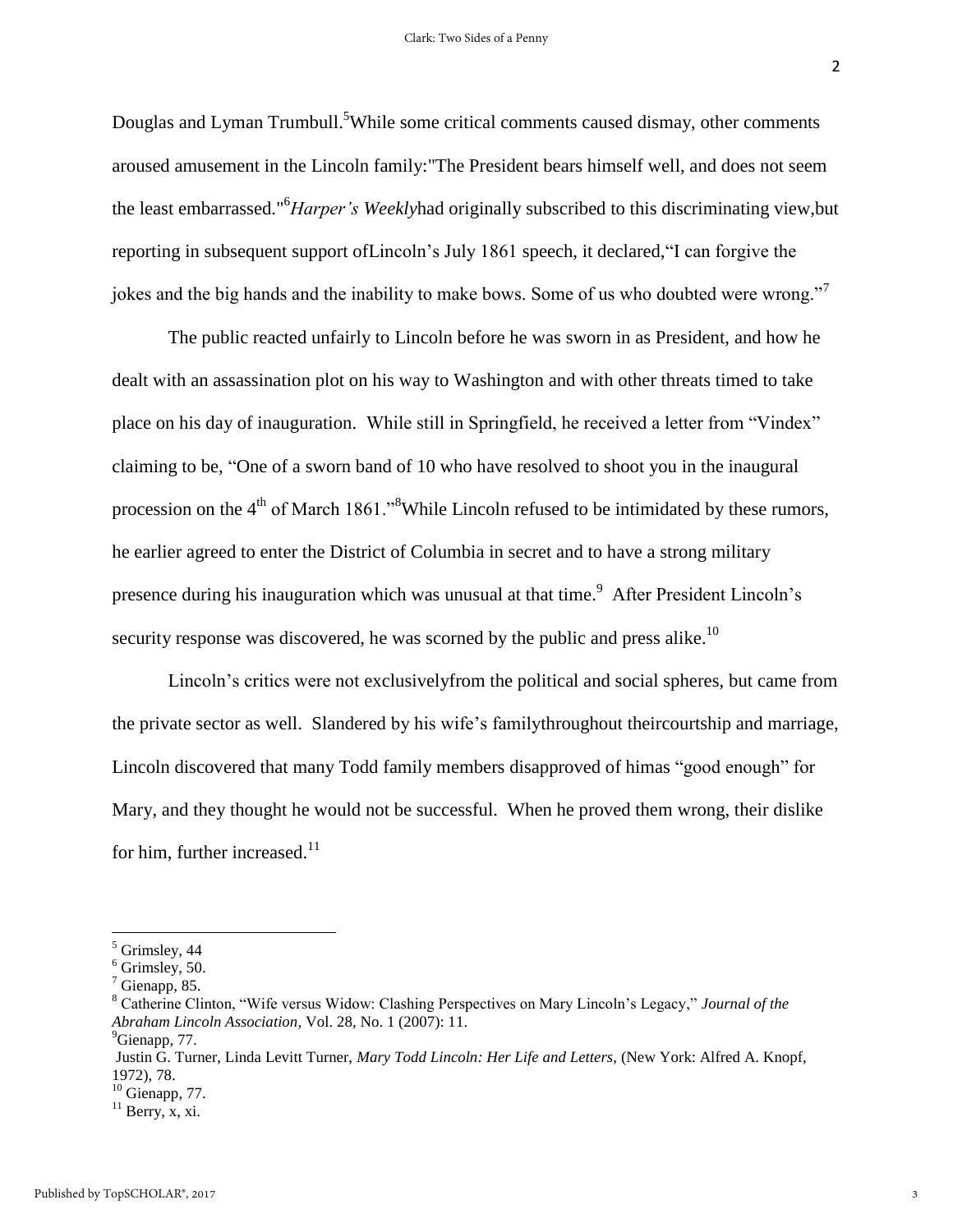Douglas and Lyman Trumbull.[5] While some critical comments caused dismay, other comments aroused amusement in the Lincoln family: "The President bears himself well, and does not seem the least embarrassed."[6] *Harper's Weekly* had originally subscribed to this discriminating view, but reporting in subsequent support of Lincoln's July 1861 speech, it declared, "I can forgive the jokes and the big hands and the inability to make bows. Some of us who doubted were wrong."[7]

The public reacted unfairly to Lincoln before he was sworn in as President, and how he dealt with an assassination plot on his way to Washington and with other threats timed to take place on his day of inauguration. While still in Springfield, he received a letter from "Vindex" claiming to be, "One of a sworn band of 10 who have resolved to shoot you in the inaugural procession on the 4th of March 1861."[8] While Lincoln refused to be intimidated by these rumors, he earlier agreed to enter the District of Columbia in secret and to have a strong military presence during his inauguration which was unusual at that time.[9] After President Lincoln's security response was discovered, he was scorned by the public and press alike.[10]

Lincoln's critics were not exclusively from the political and social spheres, but came from the private sector as well. Slandered by his wife's family throughout their courtship and marriage, Lincoln discovered that many Todd family members disapproved of him as "good enough" for Mary, and they thought he would not be successful. When he proved them wrong, their dislike for him, further increased.[11]

---

[5] Grimsley, 44

[6] Grimsley, 50.

[7] Gienapp, 85.

[8] Catherine Clinton, "Wife versus Widow: Clashing Perspectives on Mary Lincoln's Legacy," *Journal of the Abraham Lincoln Association*, Vol. 28, No. 1 (2007): 11.

[9] Gienapp, 77.
Justin G. Turner, Linda Levitt Turner, *Mary Todd Lincoln: Her Life and Letters*, (New York: Alfred A. Knopf, 1972), 78.

[10] Gienapp, 77.

[11] Berry, x, xi.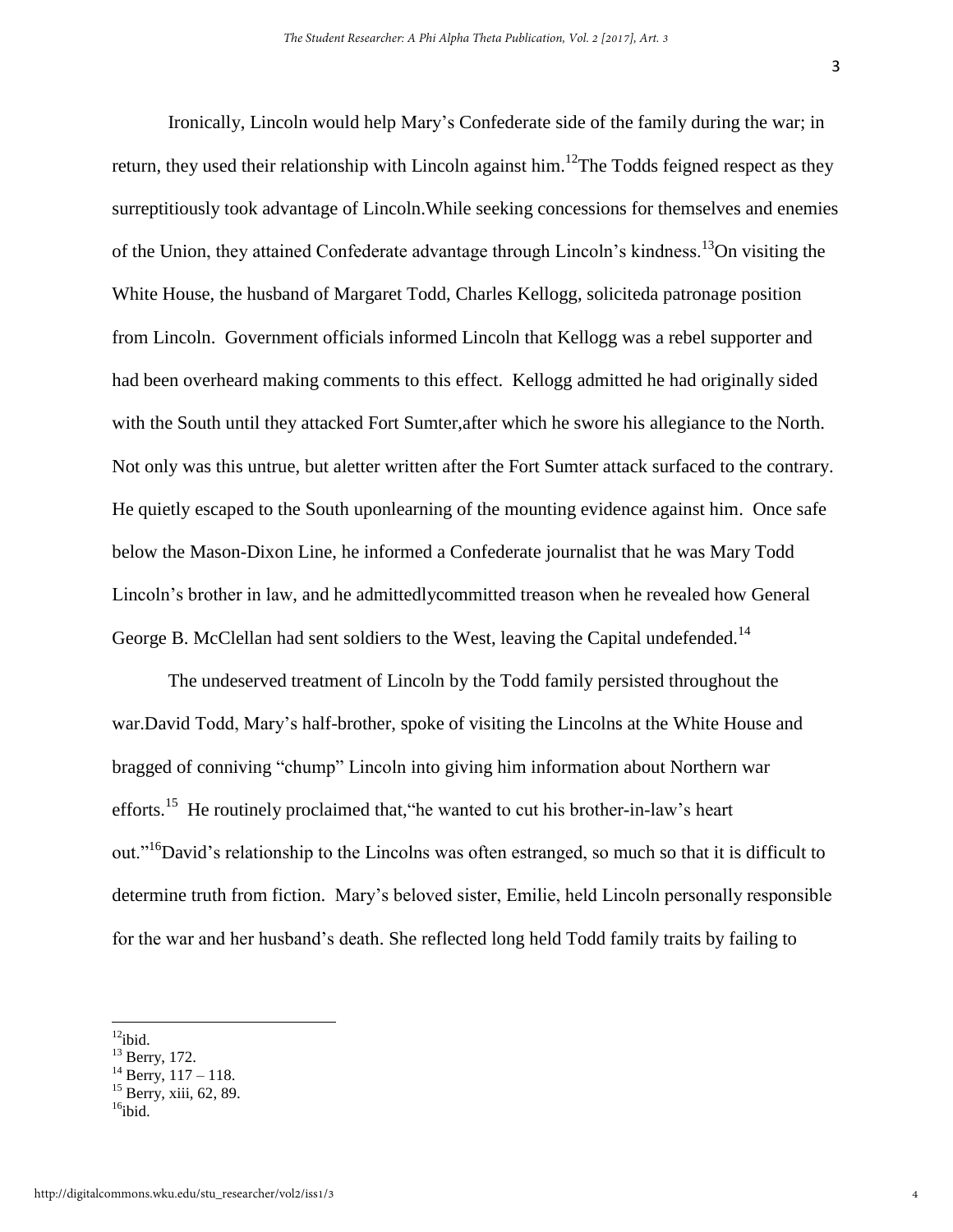Ironically, Lincoln would help Mary's Confederate side of the family during the war; in return, they used their relationship with Lincoln against him.[12]The Todds feigned respect as they surreptitiously took advantage of Lincoln.While seeking concessions for themselves and enemies of the Union, they attained Confederate advantage through Lincoln's kindness.[13]On visiting the White House, the husband of Margaret Todd, Charles Kellogg, soliciteda patronage position from Lincoln. Government officials informed Lincoln that Kellogg was a rebel supporter and had been overheard making comments to this effect. Kellogg admitted he had originally sided with the South until they attacked Fort Sumter,after which he swore his allegiance to the North. Not only was this untrue, but aletter written after the Fort Sumter attack surfaced to the contrary. He quietly escaped to the South uponlearning of the mounting evidence against him. Once safe below the Mason-Dixon Line, he informed a Confederate journalist that he was Mary Todd Lincoln's brother in law, and he admittedlycommitted treason when he revealed how General George B. McClellan had sent soldiers to the West, leaving the Capital undefended.[14]

The undeserved treatment of Lincoln by the Todd family persisted throughout the war.David Todd, Mary's half-brother, spoke of visiting the Lincolns at the White House and bragged of conniving "chump" Lincoln into giving him information about Northern war efforts.[15] He routinely proclaimed that,"he wanted to cut his brother-in-law's heart out."[16]David's relationship to the Lincolns was often estranged, so much so that it is difficult to determine truth from fiction. Mary's beloved sister, Emilie, held Lincoln personally responsible for the war and her husband's death. She reflected long held Todd family traits by failing to

---

[12]ibid.

[13] Berry, 172.

[14] Berry, 117 – 118.

[15] Berry, xiii, 62, 89.

[16]ibid.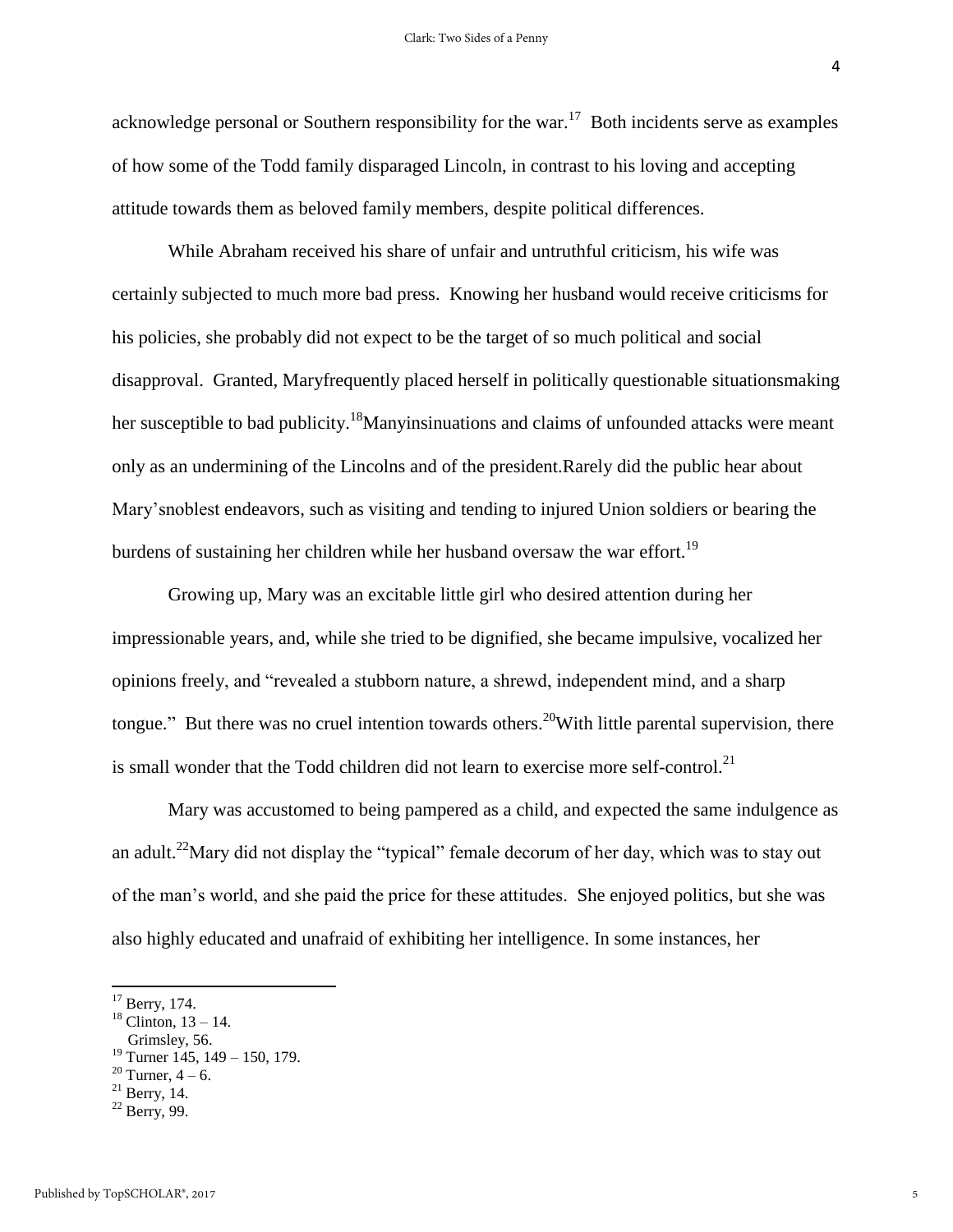acknowledge personal or Southern responsibility for the war.[17] Both incidents serve as examples of how some of the Todd family disparaged Lincoln, in contrast to his loving and accepting attitude towards them as beloved family members, despite political differences.

While Abraham received his share of unfair and untruthful criticism, his wife was certainly subjected to much more bad press. Knowing her husband would receive criticisms for his policies, she probably did not expect to be the target of so much political and social disapproval. Granted, Maryfrequently placed herself in politically questionable situationsmaking her susceptible to bad publicity.[18]Manyinsinuations and claims of unfounded attacks were meant only as an undermining of the Lincolns and of the president.Rarely did the public hear about Mary'snoblest endeavors, such as visiting and tending to injured Union soldiers or bearing the burdens of sustaining her children while her husband oversaw the war effort.[19]

Growing up, Mary was an excitable little girl who desired attention during her impressionable years, and, while she tried to be dignified, she became impulsive, vocalized her opinions freely, and "revealed a stubborn nature, a shrewd, independent mind, and a sharp tongue." But there was no cruel intention towards others.[20]With little parental supervision, there is small wonder that the Todd children did not learn to exercise more self-control.[21]

Mary was accustomed to being pampered as a child, and expected the same indulgence as an adult.[22]Mary did not display the "typical" female decorum of her day, which was to stay out of the man's world, and she paid the price for these attitudes. She enjoyed politics, but she was also highly educated and unafraid of exhibiting her intelligence. In some instances, her

---

[17] Berry, 174.

[18] Clinton, 13 – 14.
Grimsley, 56.

[19] Turner 145, 149 – 150, 179.

[20] Turner, 4 – 6.

[21] Berry, 14.

[22] Berry, 99.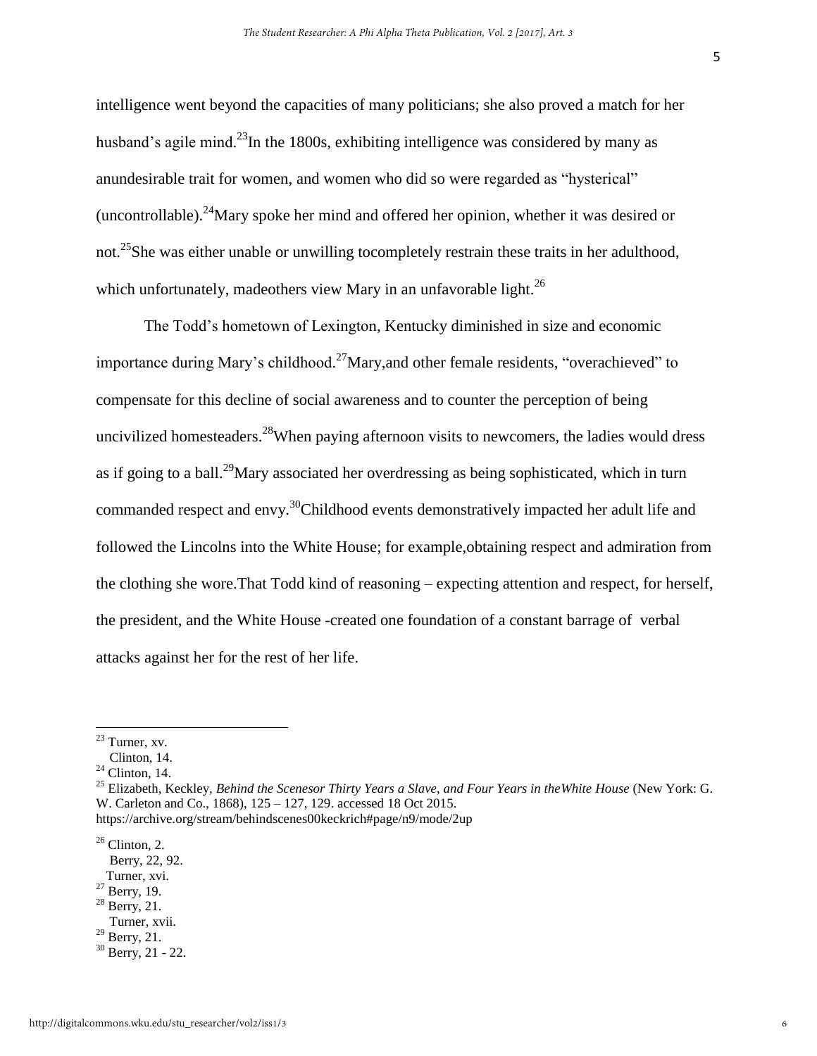intelligence went beyond the capacities of many politicians; she also proved a match for her husband's agile mind.[23]In the 1800s, exhibiting intelligence was considered by many as anundesirable trait for women, and women who did so were regarded as "hysterical" (uncontrollable).[24]Mary spoke her mind and offered her opinion, whether it was desired or not.[25]She was either unable or unwilling tocompletely restrain these traits in her adulthood, which unfortunately, madeothers view Mary in an unfavorable light.[26]

The Todd's hometown of Lexington, Kentucky diminished in size and economic importance during Mary's childhood.[27]Mary,and other female residents, "overachieved" to compensate for this decline of social awareness and to counter the perception of being uncivilized homesteaders.[28]When paying afternoon visits to newcomers, the ladies would dress as if going to a ball.[29]Mary associated her overdressing as being sophisticated, which in turn commanded respect and envy.[30]Childhood events demonstratively impacted her adult life and followed the Lincolns into the White House; for example,obtaining respect and admiration from the clothing she wore.That Todd kind of reasoning – expecting attention and respect, for herself, the president, and the White House -created one foundation of a constant barrage of verbal attacks against her for the rest of her life.

---

[23] Turner, xv.
Clinton, 14.

[24] Clinton, 14.

[25] Elizabeth, Keckley, *Behind the Scenesor Thirty Years a Slave, and Four Years in theWhite House* (New York: G. W. Carleton and Co., 1868), 125 – 127, 129. accessed 18 Oct 2015. https://archive.org/stream/behindscenes00keckrich#page/n9/mode/2up

[26] Clinton, 2.
Berry, 22, 92.
Turner, xvi.

[27] Berry, 19.

[28] Berry, 21.
Turner, xvii.

[29] Berry, 21.

[30] Berry, 21 - 22.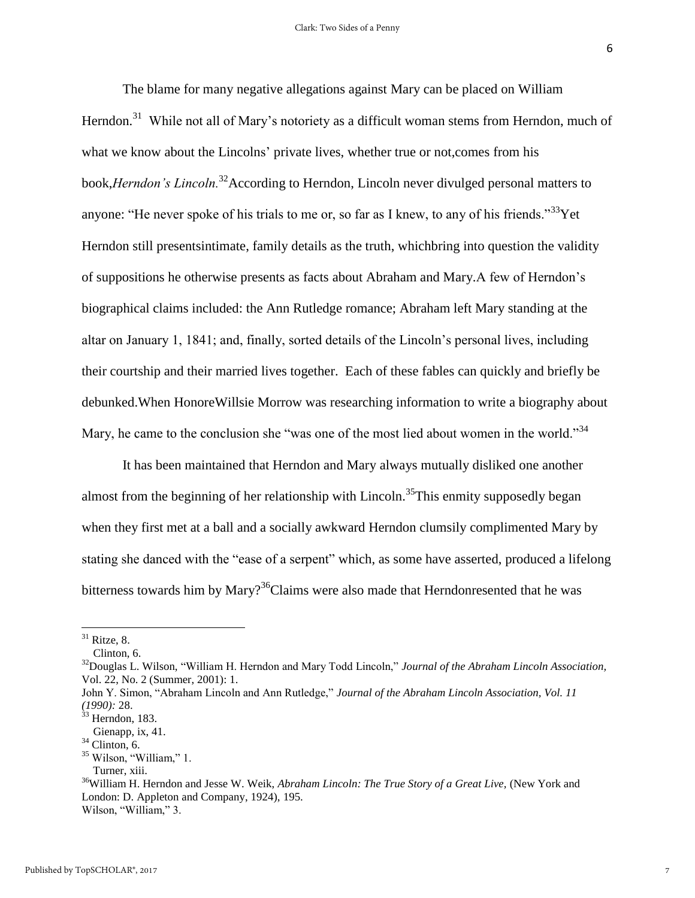The blame for many negative allegations against Mary can be placed on William Herndon.[31] While not all of Mary's notoriety as a difficult woman stems from Herndon, much of what we know about the Lincolns' private lives, whether true or not,comes from his book,*Herndon's Lincoln.*[32]According to Herndon, Lincoln never divulged personal matters to anyone: "He never spoke of his trials to me or, so far as I knew, to any of his friends."[33]Yet Herndon still presentsintimate, family details as the truth, whichbring into question the validity of suppositions he otherwise presents as facts about Abraham and Mary.A few of Herndon's biographical claims included: the Ann Rutledge romance; Abraham left Mary standing at the altar on January 1, 1841; and, finally, sorted details of the Lincoln's personal lives, including their courtship and their married lives together. Each of these fables can quickly and briefly be debunked.When HonoreWillsie Morrow was researching information to write a biography about Mary, he came to the conclusion she "was one of the most lied about women in the world."[34]

It has been maintained that Herndon and Mary always mutually disliked one another almost from the beginning of her relationship with Lincoln.[35]This enmity supposedly began when they first met at a ball and a socially awkward Herndon clumsily complimented Mary by stating she danced with the "ease of a serpent" which, as some have asserted, produced a lifelong bitterness towards him by Mary?[36]Claims were also made that Herndonresented that he was

---

[31] Ritze, 8.
Clinton, 6.

[32]Douglas L. Wilson, "William H. Herndon and Mary Todd Lincoln," *Journal of the Abraham Lincoln Association*, Vol. 22, No. 2 (Summer, 2001): 1.
John Y. Simon, "Abraham Lincoln and Ann Rutledge," *Journal of the Abraham Lincoln Association, Vol. 11 (1990):* 28.

[33] Herndon, 183.
Gienapp, ix, 41.

[34] Clinton, 6.

[35] Wilson, "William," 1.
Turner, xiii.

[36]William H. Herndon and Jesse W. Weik, *Abraham Lincoln: The True Story of a Great Live*, (New York and London: D. Appleton and Company, 1924), 195.
Wilson, "William," 3.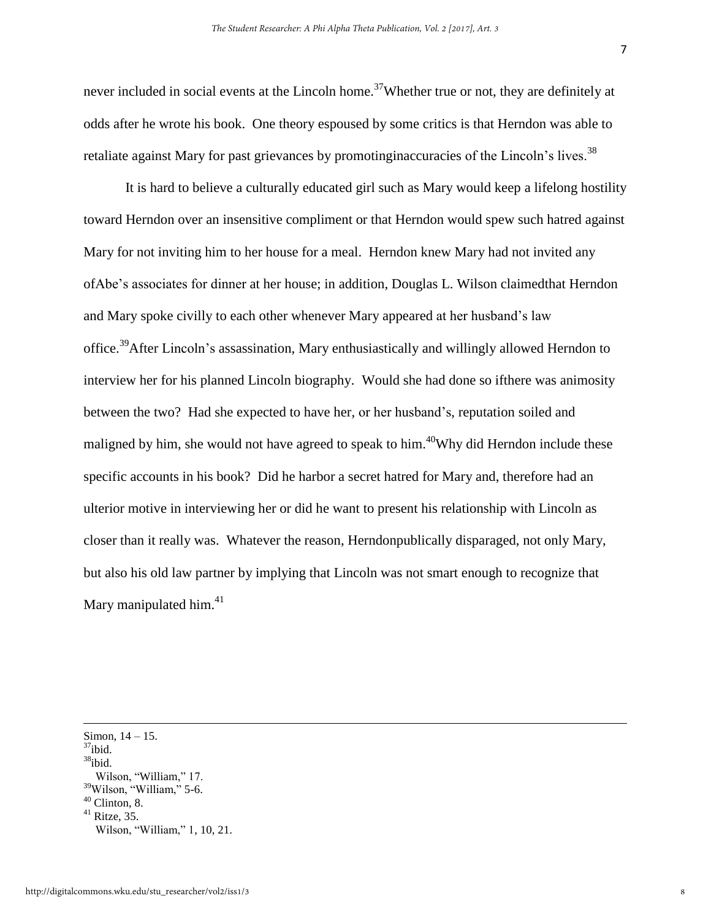never included in social events at the Lincoln home.[37]Whether true or not, they are definitely at odds after he wrote his book. One theory espoused by some critics is that Herndon was able to retaliate against Mary for past grievances by promotinginaccuracies of the Lincoln's lives.[38]

It is hard to believe a culturally educated girl such as Mary would keep a lifelong hostility toward Herndon over an insensitive compliment or that Herndon would spew such hatred against Mary for not inviting him to her house for a meal. Herndon knew Mary had not invited any ofAbe's associates for dinner at her house; in addition, Douglas L. Wilson claimedthat Herndon and Mary spoke civilly to each other whenever Mary appeared at her husband's law office.[39]After Lincoln's assassination, Mary enthusiastically and willingly allowed Herndon to interview her for his planned Lincoln biography. Would she had done so ifthere was animosity between the two? Had she expected to have her, or her husband's, reputation soiled and maligned by him, she would not have agreed to speak to him.[40]Why did Herndon include these specific accounts in his book? Did he harbor a secret hatred for Mary and, therefore had an ulterior motive in interviewing her or did he want to present his relationship with Lincoln as closer than it really was. Whatever the reason, Herndonpublically disparaged, not only Mary, but also his old law partner by implying that Lincoln was not smart enough to recognize that Mary manipulated him.[41]

---

Simon, 14 – 15.
[37]ibid.
[38]ibid.
Wilson, "William," 17.
[39]Wilson, "William," 5-6.
[40] Clinton, 8.
[41] Ritze, 35.
Wilson, "William," 1, 10, 21.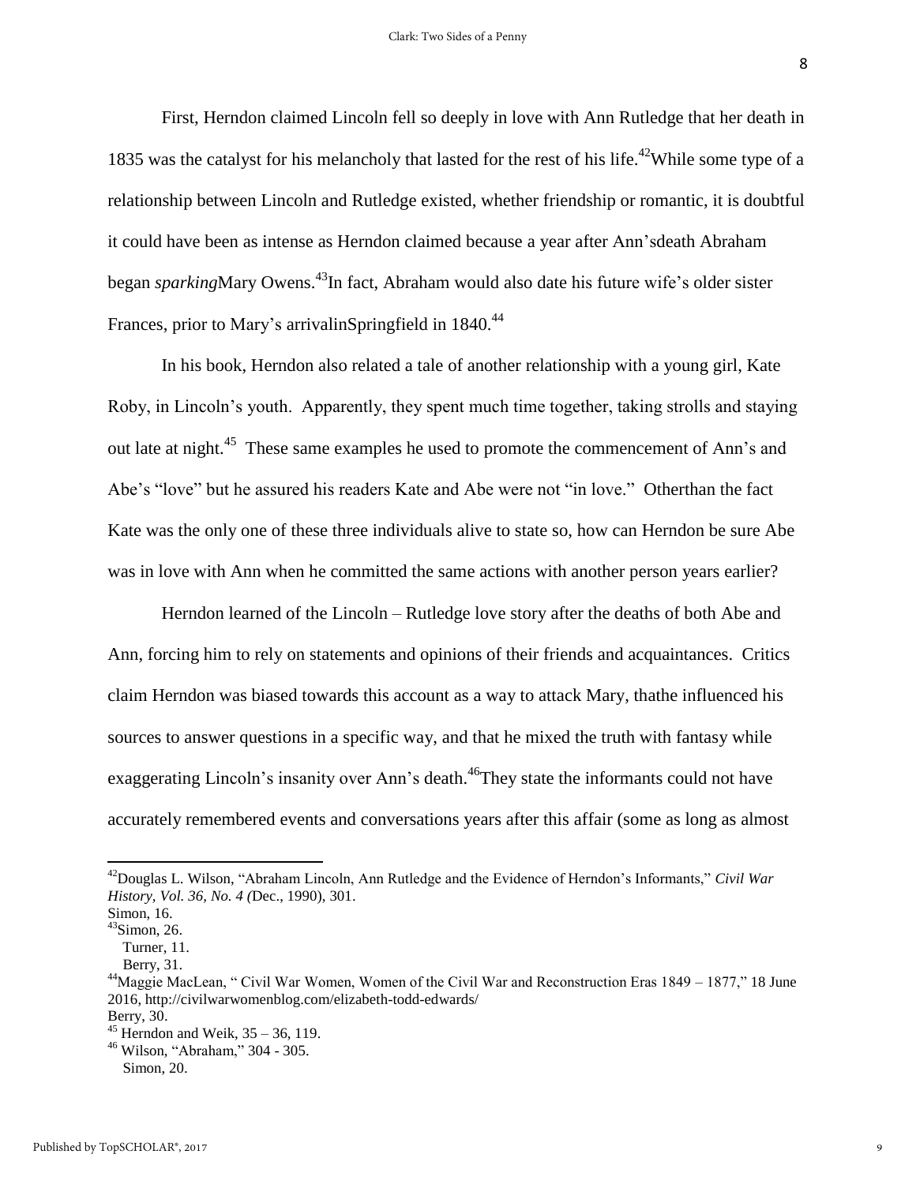First, Herndon claimed Lincoln fell so deeply in love with Ann Rutledge that her death in 1835 was the catalyst for his melancholy that lasted for the rest of his life.[42]While some type of a relationship between Lincoln and Rutledge existed, whether friendship or romantic, it is doubtful it could have been as intense as Herndon claimed because a year after Ann'sdeath Abraham began *sparking*Mary Owens.[43]In fact, Abraham would also date his future wife's older sister Frances, prior to Mary's arrivalinSpringfield in 1840.[44]

In his book, Herndon also related a tale of another relationship with a young girl, Kate Roby, in Lincoln's youth. Apparently, they spent much time together, taking strolls and staying out late at night.[45] These same examples he used to promote the commencement of Ann's and Abe's "love" but he assured his readers Kate and Abe were not "in love." Otherthan the fact Kate was the only one of these three individuals alive to state so, how can Herndon be sure Abe was in love with Ann when he committed the same actions with another person years earlier?

Herndon learned of the Lincoln – Rutledge love story after the deaths of both Abe and Ann, forcing him to rely on statements and opinions of their friends and acquaintances. Critics claim Herndon was biased towards this account as a way to attack Mary, thathe influenced his sources to answer questions in a specific way, and that he mixed the truth with fantasy while exaggerating Lincoln's insanity over Ann's death.[46]They state the informants could not have accurately remembered events and conversations years after this affair (some as long as almost

---

[42]Douglas L. Wilson, "Abraham Lincoln, Ann Rutledge and the Evidence of Herndon's Informants," *Civil War History, Vol. 36, No. 4 (*Dec., 1990), 301.
Simon, 16.

[43]Simon, 26.
Turner, 11.
Berry, 31.

[44]Maggie MacLean, " Civil War Women, Women of the Civil War and Reconstruction Eras 1849 – 1877," 18 June 2016, http://civilwarwomenblog.com/elizabeth-todd-edwards/
Berry, 30.

[45] Herndon and Weik, 35 – 36, 119.

[46] Wilson, "Abraham," 304 - 305.
Simon, 20.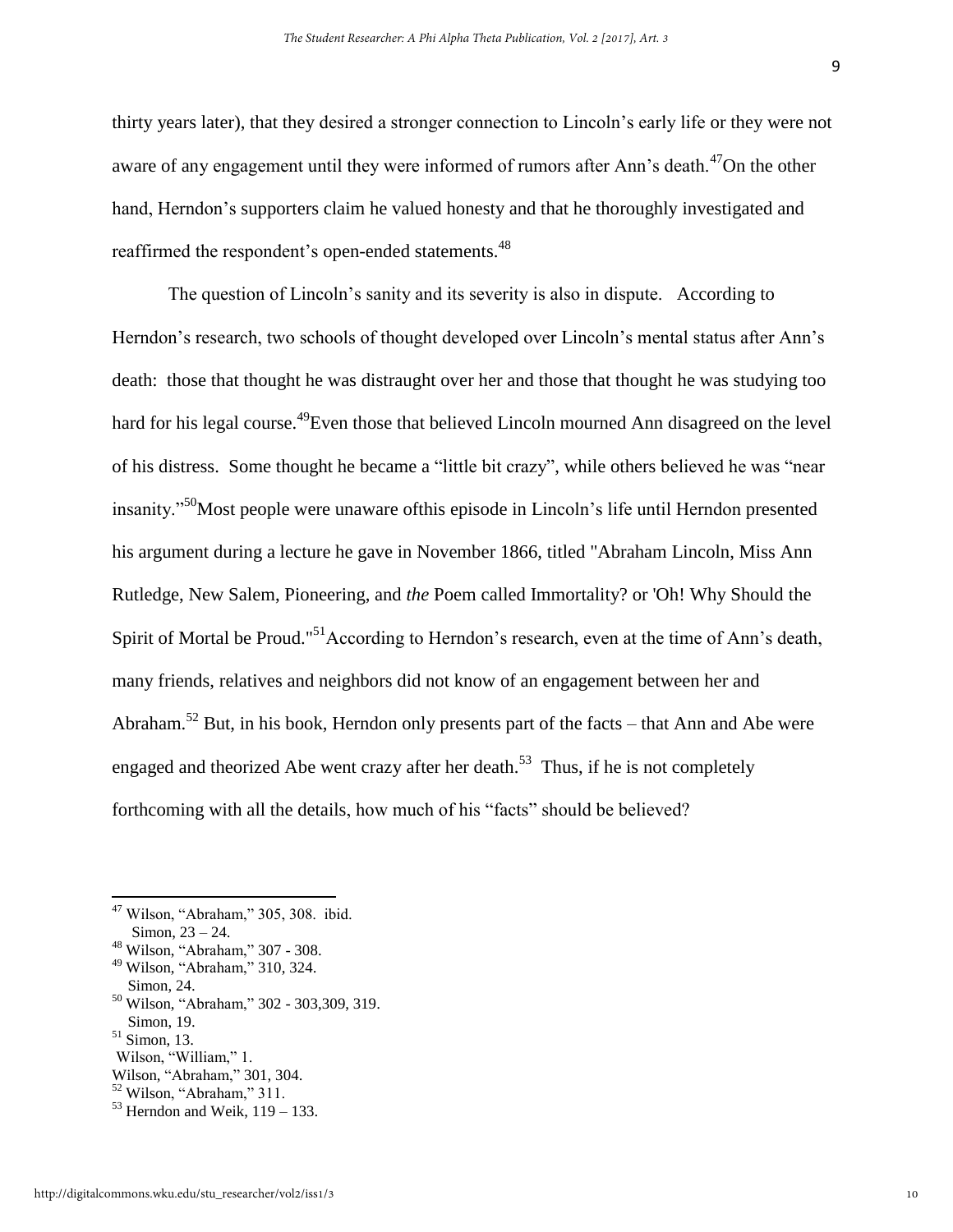thirty years later), that they desired a stronger connection to Lincoln's early life or they were not aware of any engagement until they were informed of rumors after Ann's death.[47]On the other hand, Herndon's supporters claim he valued honesty and that he thoroughly investigated and reaffirmed the respondent's open-ended statements.[48]

The question of Lincoln's sanity and its severity is also in dispute. According to Herndon's research, two schools of thought developed over Lincoln's mental status after Ann's death: those that thought he was distraught over her and those that thought he was studying too hard for his legal course.[49]Even those that believed Lincoln mourned Ann disagreed on the level of his distress. Some thought he became a "little bit crazy", while others believed he was "near insanity."[50]Most people were unaware ofthis episode in Lincoln's life until Herndon presented his argument during a lecture he gave in November 1866, titled "Abraham Lincoln, Miss Ann Rutledge, New Salem, Pioneering, and *the* Poem called Immortality? or 'Oh! Why Should the Spirit of Mortal be Proud."[51]According to Herndon's research, even at the time of Ann's death, many friends, relatives and neighbors did not know of an engagement between her and Abraham.[52] But, in his book, Herndon only presents part of the facts – that Ann and Abe were engaged and theorized Abe went crazy after her death.[53] Thus, if he is not completely forthcoming with all the details, how much of his "facts" should be believed?

---

[47] Wilson, "Abraham," 305, 308. ibid.
Simon, 23 – 24.

[48] Wilson, "Abraham," 307 - 308.

[49] Wilson, "Abraham," 310, 324.
Simon, 24.

[50] Wilson, "Abraham," 302 - 303,309, 319.
Simon, 19.

[51] Simon, 13.
Wilson, "William," 1.
Wilson, "Abraham," 301, 304.

[52] Wilson, "Abraham," 311.

[53] Herndon and Weik, 119 – 133.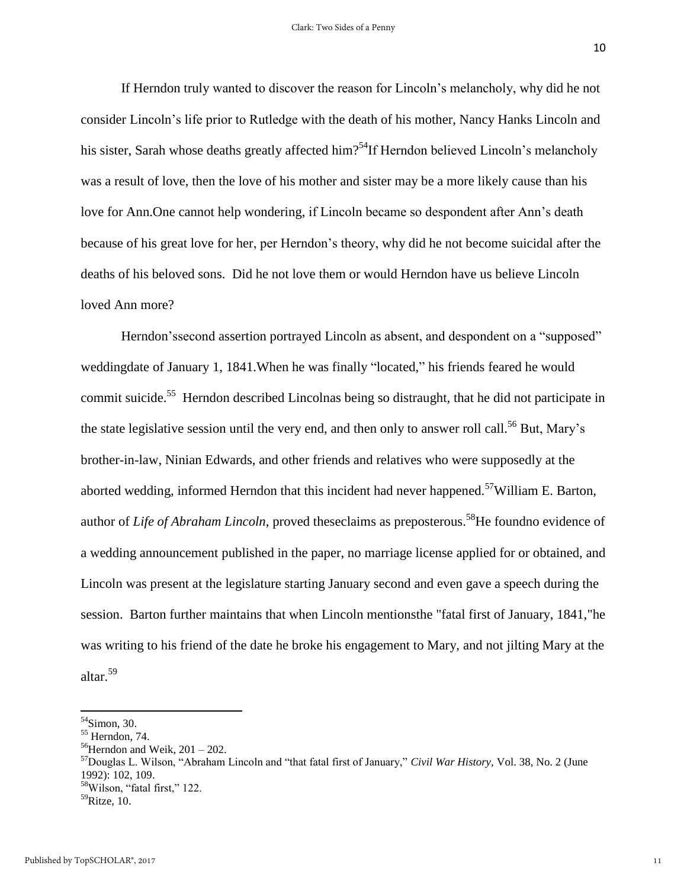If Herndon truly wanted to discover the reason for Lincoln's melancholy, why did he not consider Lincoln's life prior to Rutledge with the death of his mother, Nancy Hanks Lincoln and his sister, Sarah whose deaths greatly affected him?[54]If Herndon believed Lincoln's melancholy was a result of love, then the love of his mother and sister may be a more likely cause than his love for Ann.One cannot help wondering, if Lincoln became so despondent after Ann's death because of his great love for her, per Herndon's theory, why did he not become suicidal after the deaths of his beloved sons. Did he not love them or would Herndon have us believe Lincoln loved Ann more?

Herndon'ssecond assertion portrayed Lincoln as absent, and despondent on a "supposed" weddingdate of January 1, 1841.When he was finally "located," his friends feared he would commit suicide.[55] Herndon described Lincolnas being so distraught, that he did not participate in the state legislative session until the very end, and then only to answer roll call.[56] But, Mary's brother-in-law, Ninian Edwards, and other friends and relatives who were supposedly at the aborted wedding, informed Herndon that this incident had never happened.[57]William E. Barton, author of *Life of Abraham Lincoln*, proved theseclaims as preposterous.[58]He foundno evidence of a wedding announcement published in the paper, no marriage license applied for or obtained, and Lincoln was present at the legislature starting January second and even gave a speech during the session. Barton further maintains that when Lincoln mentionsthe "fatal first of January, 1841,"he was writing to his friend of the date he broke his engagement to Mary, and not jilting Mary at the altar.[59]

---

[54]Simon, 30.

[55] Herndon, 74.

[56]Herndon and Weik, 201 – 202.

[57]Douglas L. Wilson, "Abraham Lincoln and "that fatal first of January," *Civil War History,* Vol. 38, No. 2 (June 1992): 102, 109.

[58]Wilson, "fatal first," 122.

[59]Ritze, 10.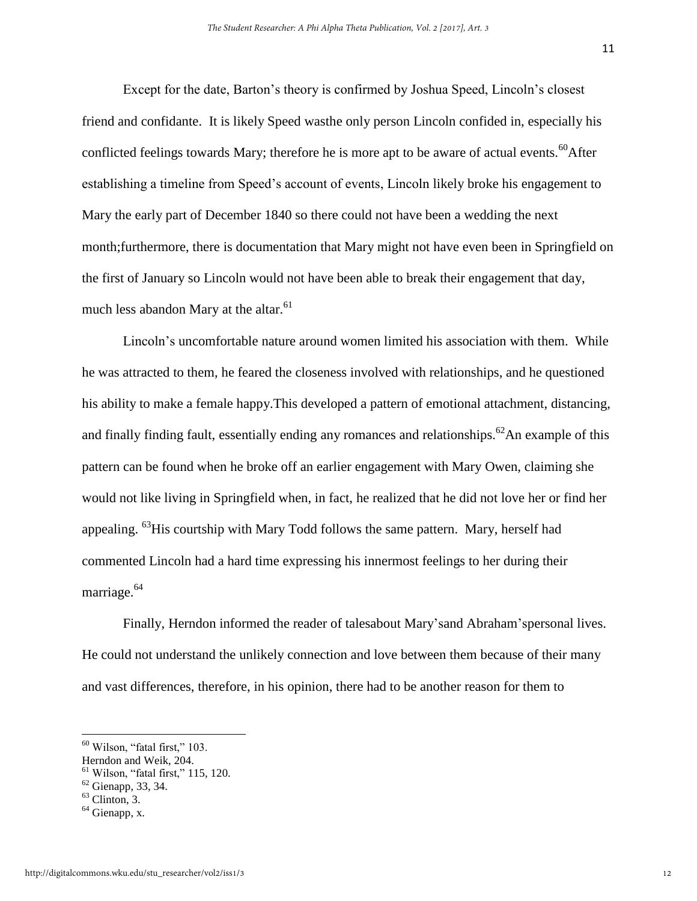Except for the date, Barton's theory is confirmed by Joshua Speed, Lincoln's closest friend and confidante. It is likely Speed wasthe only person Lincoln confided in, especially his conflicted feelings towards Mary; therefore he is more apt to be aware of actual events.[60]After establishing a timeline from Speed's account of events, Lincoln likely broke his engagement to Mary the early part of December 1840 so there could not have been a wedding the next month;furthermore, there is documentation that Mary might not have even been in Springfield on the first of January so Lincoln would not have been able to break their engagement that day, much less abandon Mary at the altar.[61]

Lincoln's uncomfortable nature around women limited his association with them. While he was attracted to them, he feared the closeness involved with relationships, and he questioned his ability to make a female happy.This developed a pattern of emotional attachment, distancing, and finally finding fault, essentially ending any romances and relationships.[62]An example of this pattern can be found when he broke off an earlier engagement with Mary Owen, claiming she would not like living in Springfield when, in fact, he realized that he did not love her or find her appealing. [63]His courtship with Mary Todd follows the same pattern. Mary, herself had commented Lincoln had a hard time expressing his innermost feelings to her during their marriage.[64]

Finally, Herndon informed the reader of talesabout Mary'sand Abraham'spersonal lives. He could not understand the unlikely connection and love between them because of their many and vast differences, therefore, in his opinion, there had to be another reason for them to

---

[60] Wilson, "fatal first," 103.
Herndon and Weik, 204.
[61] Wilson, "fatal first," 115, 120.
[62] Gienapp, 33, 34.
[63] Clinton, 3.
[64] Gienapp, x.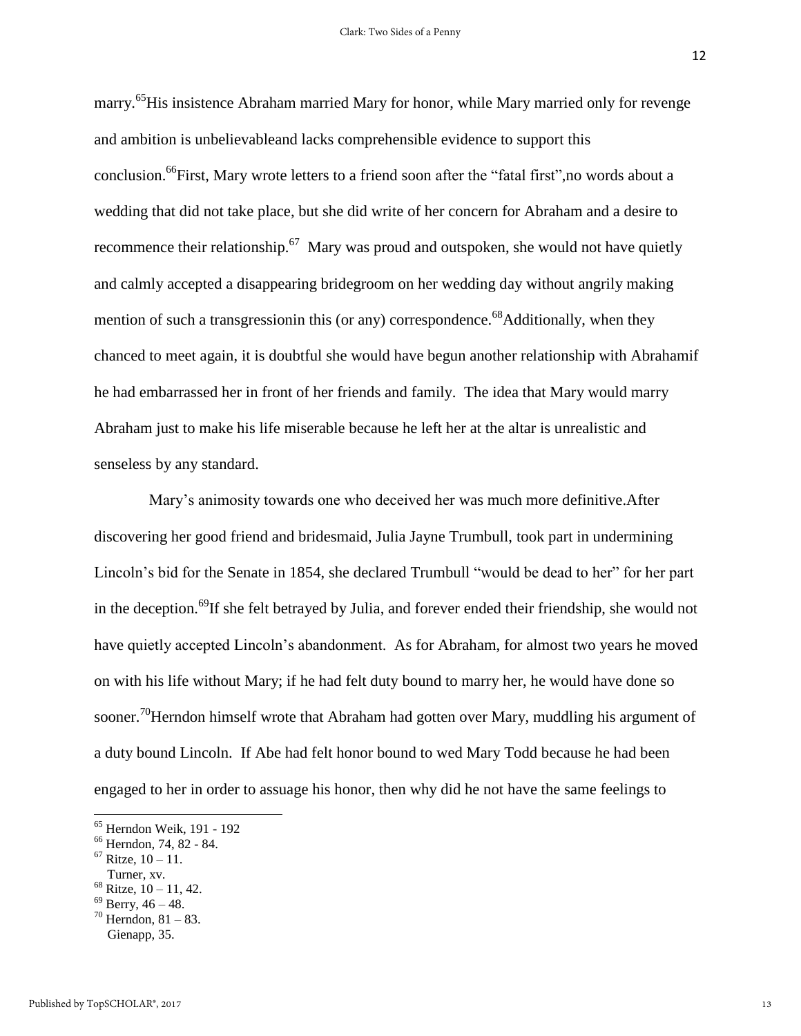marry.[65]His insistence Abraham married Mary for honor, while Mary married only for revenge and ambition is unbelievableand lacks comprehensible evidence to support this conclusion.[66]First, Mary wrote letters to a friend soon after the "fatal first",no words about a wedding that did not take place, but she did write of her concern for Abraham and a desire to recommence their relationship.[67] Mary was proud and outspoken, she would not have quietly and calmly accepted a disappearing bridegroom on her wedding day without angrily making mention of such a transgressionin this (or any) correspondence.[68]Additionally, when they chanced to meet again, it is doubtful she would have begun another relationship with Abrahamif he had embarrassed her in front of her friends and family. The idea that Mary would marry Abraham just to make his life miserable because he left her at the altar is unrealistic and senseless by any standard.

Mary's animosity towards one who deceived her was much more definitive.After discovering her good friend and bridesmaid, Julia Jayne Trumbull, took part in undermining Lincoln's bid for the Senate in 1854, she declared Trumbull "would be dead to her" for her part in the deception.[69]If she felt betrayed by Julia, and forever ended their friendship, she would not have quietly accepted Lincoln's abandonment. As for Abraham, for almost two years he moved on with his life without Mary; if he had felt duty bound to marry her, he would have done so sooner.[70]Herndon himself wrote that Abraham had gotten over Mary, muddling his argument of a duty bound Lincoln. If Abe had felt honor bound to wed Mary Todd because he had been engaged to her in order to assuage his honor, then why did he not have the same feelings to

---

[65] Herndon Weik, 191 - 192

[66] Herndon, 74, 82 - 84.

[67] Ritze, 10 – 11.
Turner, xv.

[68] Ritze, 10 – 11, 42.

[69] Berry, 46 – 48.

[70] Herndon, 81 – 83.
Gienapp, 35.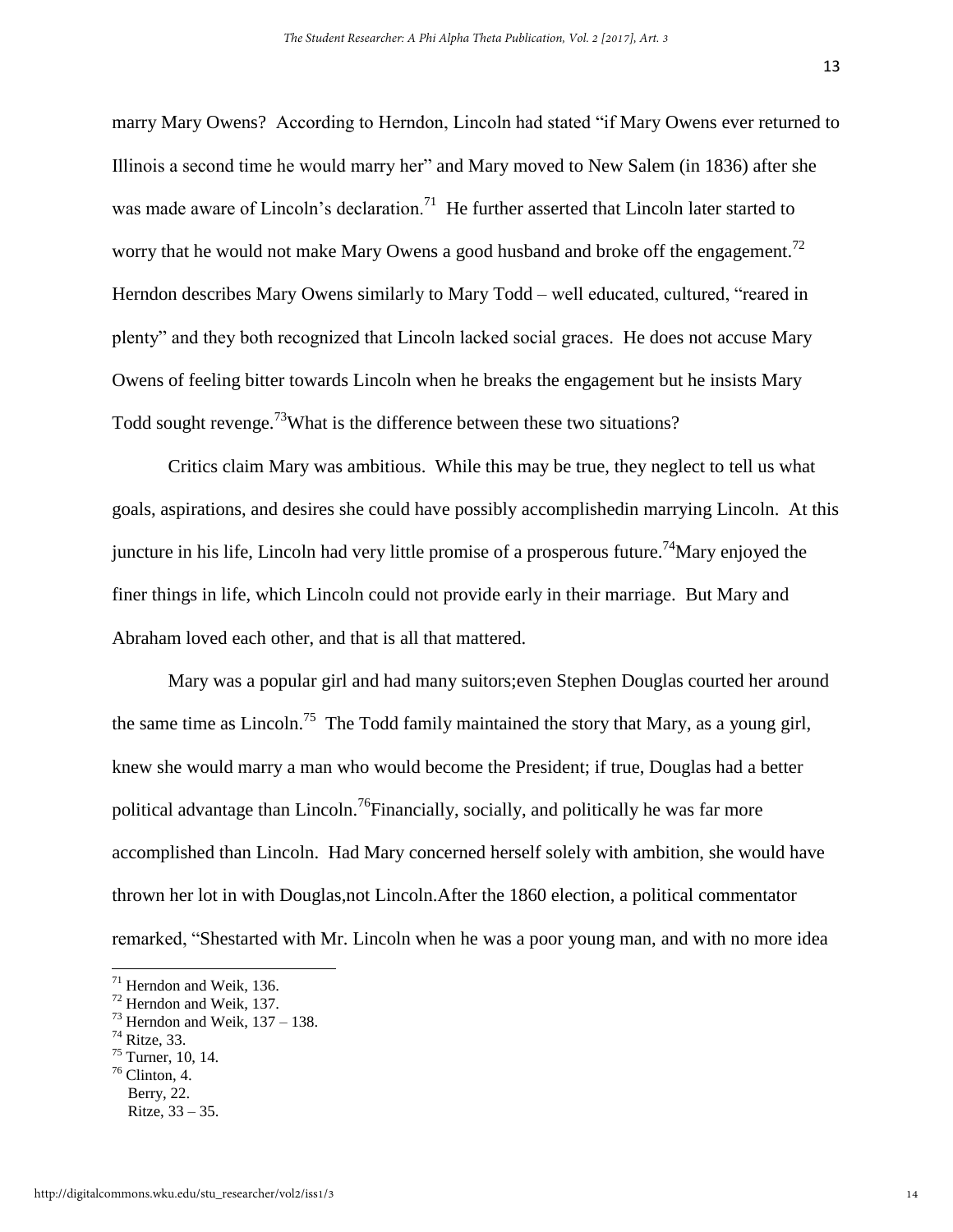marry Mary Owens? According to Herndon, Lincoln had stated "if Mary Owens ever returned to Illinois a second time he would marry her" and Mary moved to New Salem (in 1836) after she was made aware of Lincoln's declaration.[71] He further asserted that Lincoln later started to worry that he would not make Mary Owens a good husband and broke off the engagement.[72] Herndon describes Mary Owens similarly to Mary Todd – well educated, cultured, "reared in plenty" and they both recognized that Lincoln lacked social graces. He does not accuse Mary Owens of feeling bitter towards Lincoln when he breaks the engagement but he insists Mary Todd sought revenge.[73]What is the difference between these two situations?

Critics claim Mary was ambitious. While this may be true, they neglect to tell us what goals, aspirations, and desires she could have possibly accomplishedin marrying Lincoln. At this juncture in his life, Lincoln had very little promise of a prosperous future.[74]Mary enjoyed the finer things in life, which Lincoln could not provide early in their marriage. But Mary and Abraham loved each other, and that is all that mattered.

Mary was a popular girl and had many suitors;even Stephen Douglas courted her around the same time as Lincoln.[75] The Todd family maintained the story that Mary, as a young girl, knew she would marry a man who would become the President; if true, Douglas had a better political advantage than Lincoln.[76]Financially, socially, and politically he was far more accomplished than Lincoln. Had Mary concerned herself solely with ambition, she would have thrown her lot in with Douglas,not Lincoln.After the 1860 election, a political commentator remarked, "Shestarted with Mr. Lincoln when he was a poor young man, and with no more idea

---

[71] Herndon and Weik, 136.
[72] Herndon and Weik, 137.
[73] Herndon and Weik, 137 – 138.
[74] Ritze, 33.
[75] Turner, 10, 14.
[76] Clinton, 4.
Berry, 22.
Ritze, 33 – 35.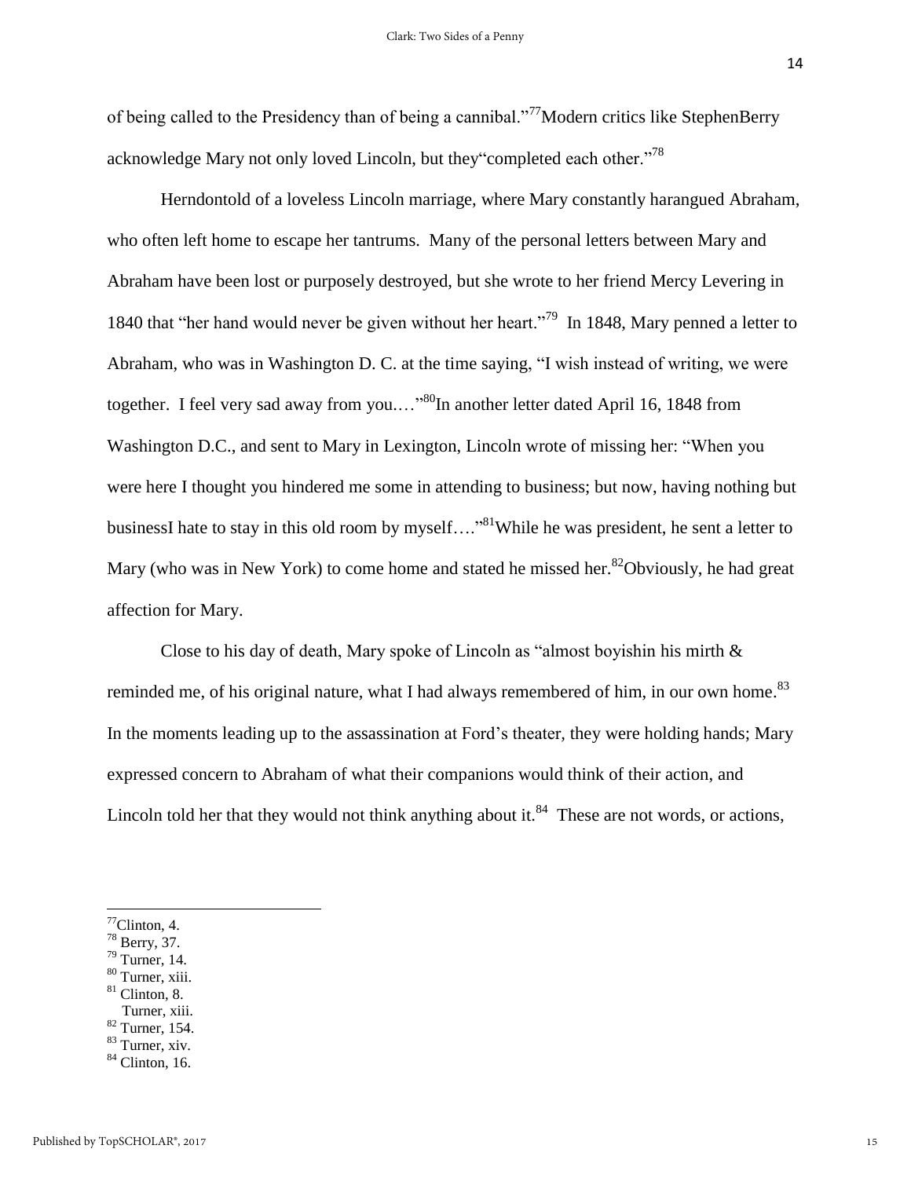of being called to the Presidency than of being a cannibal."[77]Modern critics like StephenBerry acknowledge Mary not only loved Lincoln, but they"completed each other."[78]

Herndontold of a loveless Lincoln marriage, where Mary constantly harangued Abraham, who often left home to escape her tantrums. Many of the personal letters between Mary and Abraham have been lost or purposely destroyed, but she wrote to her friend Mercy Levering in 1840 that "her hand would never be given without her heart."[79] In 1848, Mary penned a letter to Abraham, who was in Washington D. C. at the time saying, "I wish instead of writing, we were together. I feel very sad away from you.…"[80]In another letter dated April 16, 1848 from Washington D.C., and sent to Mary in Lexington, Lincoln wrote of missing her: "When you were here I thought you hindered me some in attending to business; but now, having nothing but businessI hate to stay in this old room by myself…."[81]While he was president, he sent a letter to Mary (who was in New York) to come home and stated he missed her.[82]Obviously, he had great affection for Mary.

Close to his day of death, Mary spoke of Lincoln as "almost boyishin his mirth & reminded me, of his original nature, what I had always remembered of him, in our own home.[83] In the moments leading up to the assassination at Ford's theater, they were holding hands; Mary expressed concern to Abraham of what their companions would think of their action, and Lincoln told her that they would not think anything about it.[84] These are not words, or actions,

---

[77]Clinton, 4.
[78] Berry, 37.
[79] Turner, 14.
[80] Turner, xiii.
[81] Clinton, 8.
Turner, xiii.
[82] Turner, 154.
[83] Turner, xiv.
[84] Clinton, 16.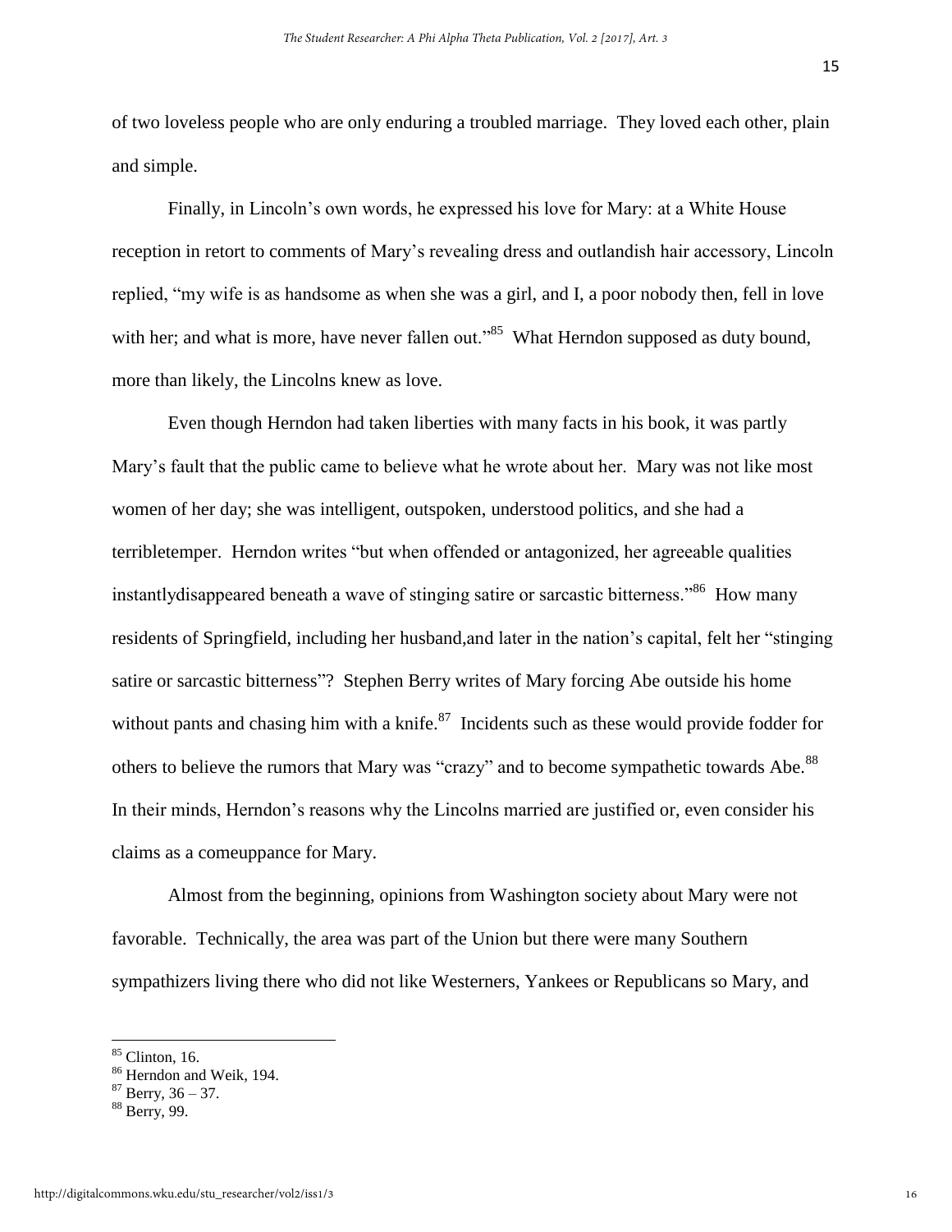of two loveless people who are only enduring a troubled marriage. They loved each other, plain and simple.

Finally, in Lincoln's own words, he expressed his love for Mary: at a White House reception in retort to comments of Mary's revealing dress and outlandish hair accessory, Lincoln replied, "my wife is as handsome as when she was a girl, and I, a poor nobody then, fell in love with her; and what is more, have never fallen out."[85] What Herndon supposed as duty bound, more than likely, the Lincolns knew as love.

Even though Herndon had taken liberties with many facts in his book, it was partly Mary's fault that the public came to believe what he wrote about her. Mary was not like most women of her day; she was intelligent, outspoken, understood politics, and she had a terribletemper. Herndon writes "but when offended or antagonized, her agreeable qualities instantlydisappeared beneath a wave of stinging satire or sarcastic bitterness."[86] How many residents of Springfield, including her husband,and later in the nation's capital, felt her "stinging satire or sarcastic bitterness"? Stephen Berry writes of Mary forcing Abe outside his home without pants and chasing him with a knife.[87] Incidents such as these would provide fodder for others to believe the rumors that Mary was "crazy" and to become sympathetic towards Abe.[88] In their minds, Herndon's reasons why the Lincolns married are justified or, even consider his claims as a comeuppance for Mary.

Almost from the beginning, opinions from Washington society about Mary were not favorable. Technically, the area was part of the Union but there were many Southern sympathizers living there who did not like Westerners, Yankees or Republicans so Mary, and

[85] Clinton, 16.
[86] Herndon and Weik, 194.
[87] Berry, 36 – 37.
[88] Berry, 99.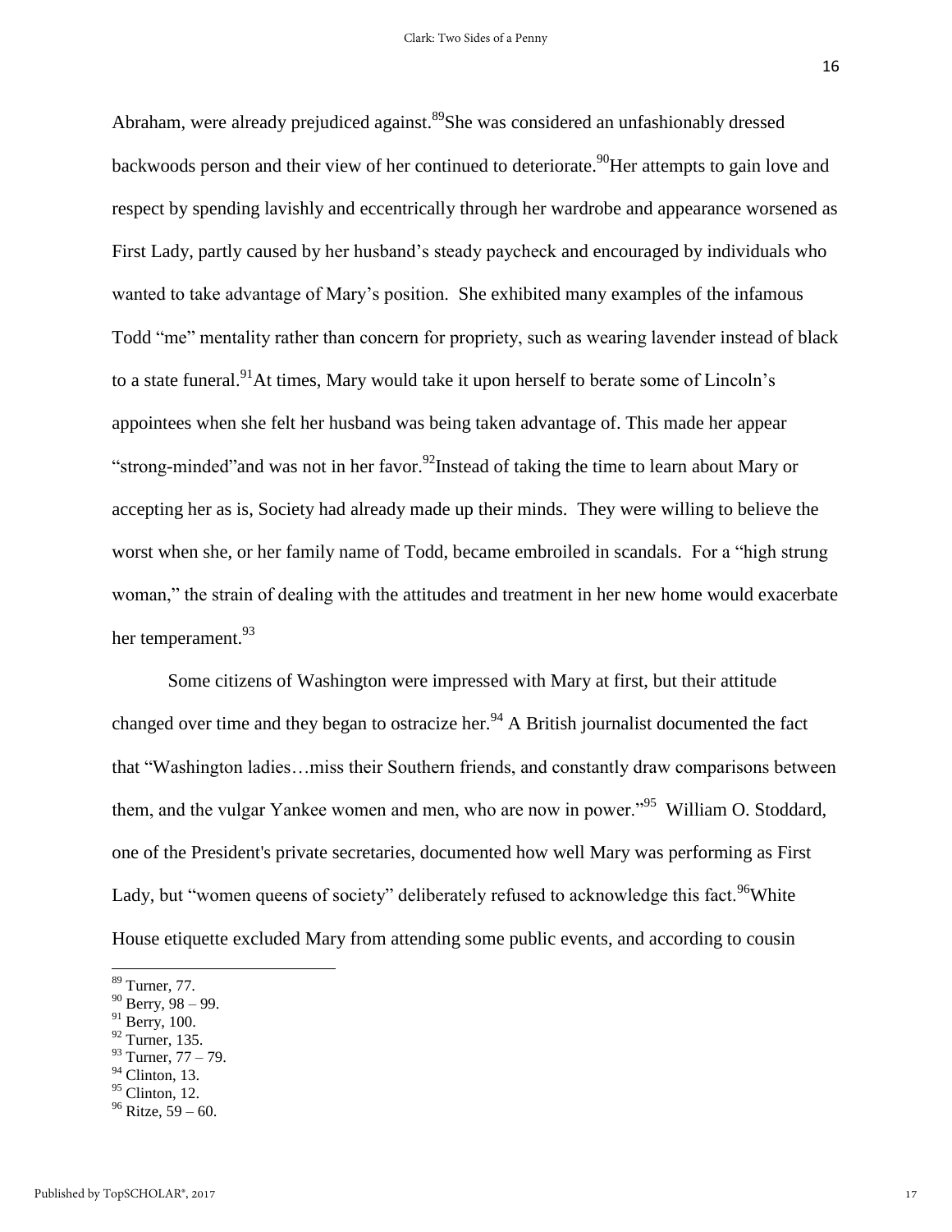Abraham, were already prejudiced against.[89]She was considered an unfashionably dressed backwoods person and their view of her continued to deteriorate.[90]Her attempts to gain love and respect by spending lavishly and eccentrically through her wardrobe and appearance worsened as First Lady, partly caused by her husband's steady paycheck and encouraged by individuals who wanted to take advantage of Mary's position. She exhibited many examples of the infamous Todd "me" mentality rather than concern for propriety, such as wearing lavender instead of black to a state funeral.[91]At times, Mary would take it upon herself to berate some of Lincoln's appointees when she felt her husband was being taken advantage of. This made her appear "strong-minded"and was not in her favor.[92]Instead of taking the time to learn about Mary or accepting her as is, Society had already made up their minds. They were willing to believe the worst when she, or her family name of Todd, became embroiled in scandals. For a "high strung woman," the strain of dealing with the attitudes and treatment in her new home would exacerbate her temperament.[93]

Some citizens of Washington were impressed with Mary at first, but their attitude changed over time and they began to ostracize her.[94] A British journalist documented the fact that "Washington ladies…miss their Southern friends, and constantly draw comparisons between them, and the vulgar Yankee women and men, who are now in power."[95] William O. Stoddard, one of the President's private secretaries, documented how well Mary was performing as First Lady, but "women queens of society" deliberately refused to acknowledge this fact.[96]White House etiquette excluded Mary from attending some public events, and according to cousin

---

[89] Turner, 77.
[90] Berry, 98 – 99.
[91] Berry, 100.
[92] Turner, 135.
[93] Turner, 77 – 79.
[94] Clinton, 13.
[95] Clinton, 12.
[96] Ritze, 59 – 60.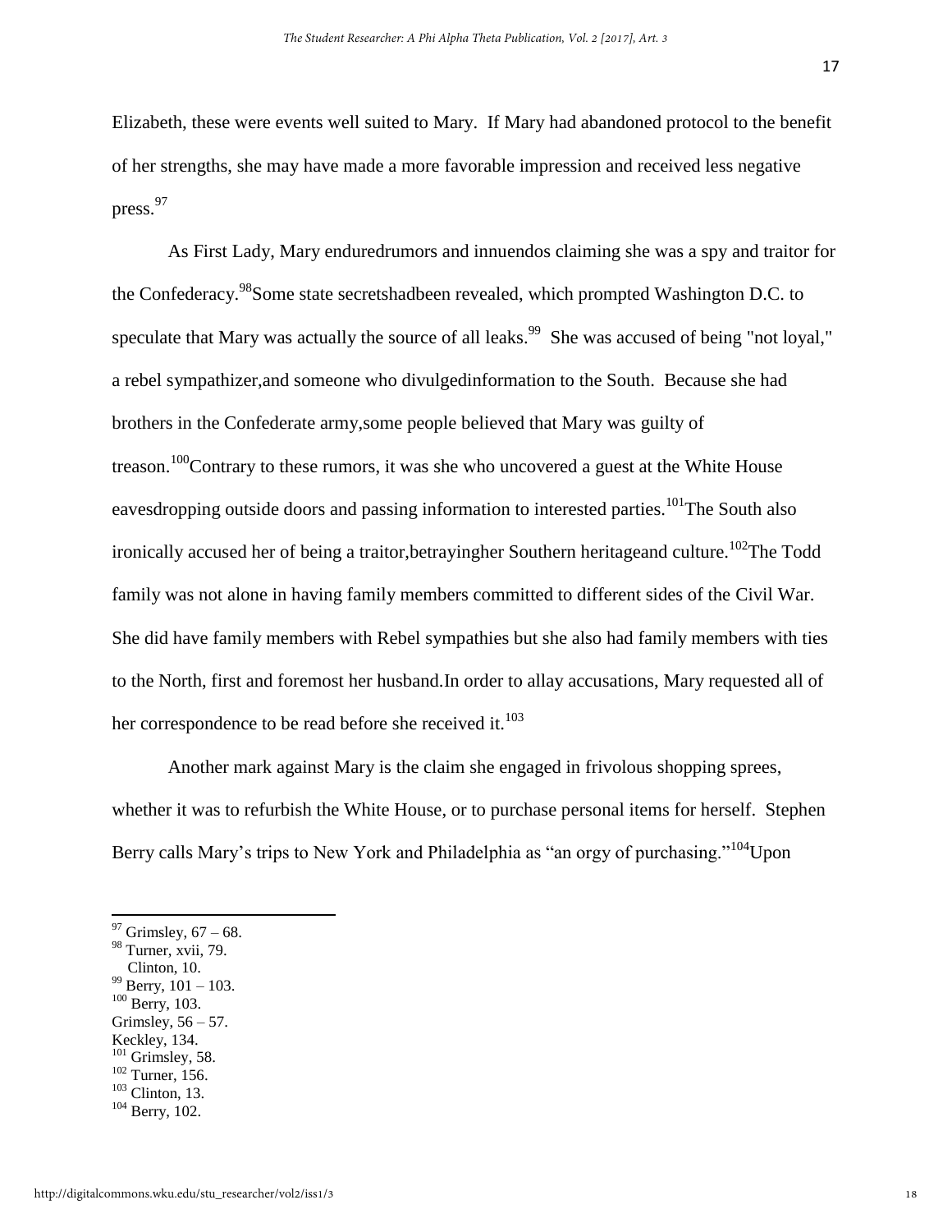Elizabeth, these were events well suited to Mary. If Mary had abandoned protocol to the benefit of her strengths, she may have made a more favorable impression and received less negative press.[97]

As First Lady, Mary enduredrumors and innuendos claiming she was a spy and traitor for the Confederacy.[98]Some state secretshadbeen revealed, which prompted Washington D.C. to speculate that Mary was actually the source of all leaks.[99] She was accused of being "not loyal," a rebel sympathizer,and someone who divulgedinformation to the South. Because she had brothers in the Confederate army,some people believed that Mary was guilty of treason.[100]Contrary to these rumors, it was she who uncovered a guest at the White House eavesdropping outside doors and passing information to interested parties.[101]The South also ironically accused her of being a traitor,betrayingher Southern heritageand culture.[102]The Todd family was not alone in having family members committed to different sides of the Civil War. She did have family members with Rebel sympathies but she also had family members with ties to the North, first and foremost her husband.In order to allay accusations, Mary requested all of her correspondence to be read before she received it.[103]

Another mark against Mary is the claim she engaged in frivolous shopping sprees, whether it was to refurbish the White House, or to purchase personal items for herself. Stephen Berry calls Mary's trips to New York and Philadelphia as "an orgy of purchasing."[104]Upon

---

[97] Grimsley, 67 – 68.
[98] Turner, xvii, 79.
Clinton, 10.
[99] Berry, 101 – 103.
[100] Berry, 103.
Grimsley, 56 – 57.
Keckley, 134.
[101] Grimsley, 58.
[102] Turner, 156.
[103] Clinton, 13.
[104] Berry, 102.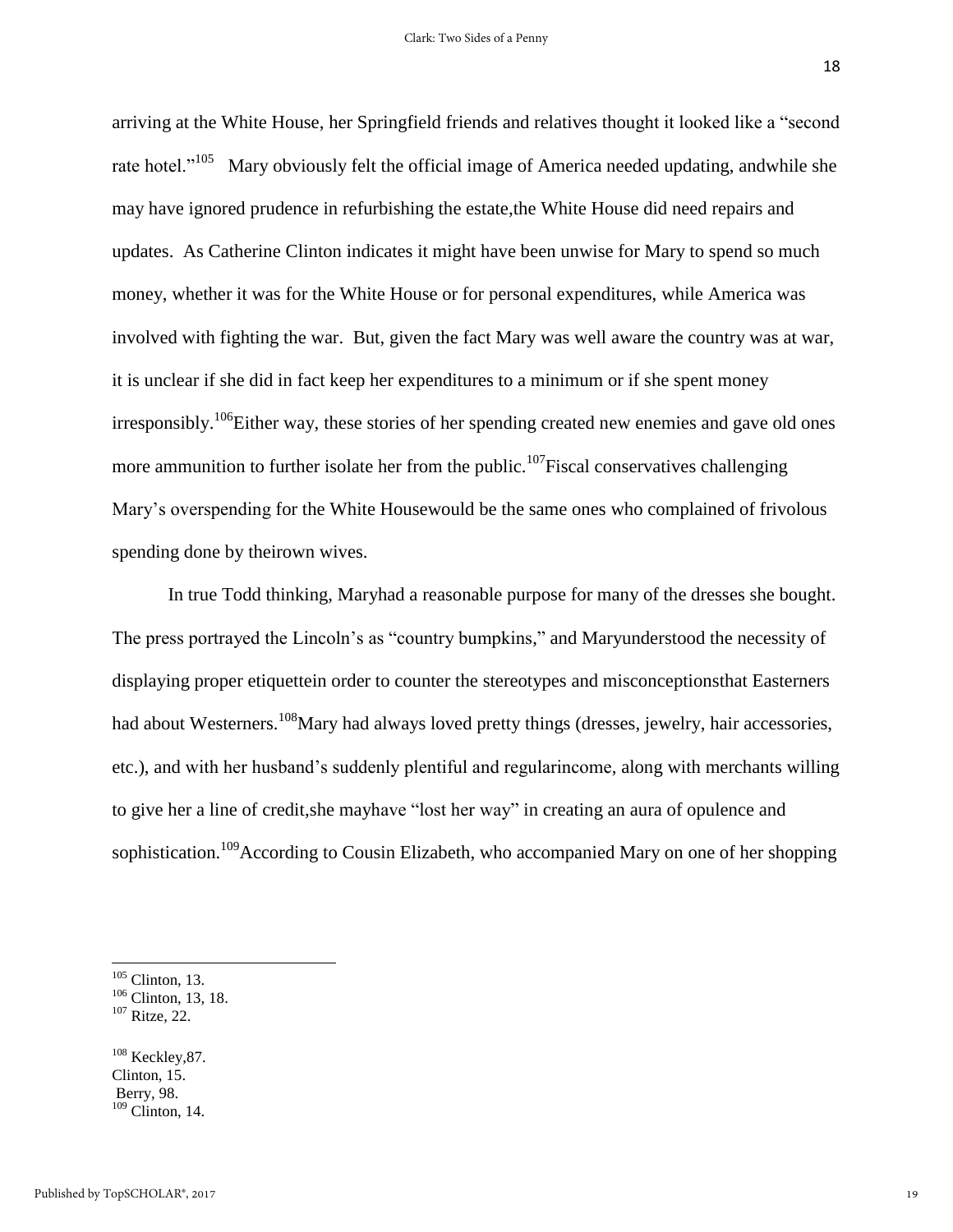arriving at the White House, her Springfield friends and relatives thought it looked like a "second rate hotel."[105] Mary obviously felt the official image of America needed updating, andwhile she may have ignored prudence in refurbishing the estate,the White House did need repairs and updates. As Catherine Clinton indicates it might have been unwise for Mary to spend so much money, whether it was for the White House or for personal expenditures, while America was involved with fighting the war. But, given the fact Mary was well aware the country was at war, it is unclear if she did in fact keep her expenditures to a minimum or if she spent money irresponsibly.[106]Either way, these stories of her spending created new enemies and gave old ones more ammunition to further isolate her from the public.[107]Fiscal conservatives challenging Mary's overspending for the White Housewould be the same ones who complained of frivolous spending done by theirown wives.

In true Todd thinking, Maryhad a reasonable purpose for many of the dresses she bought. The press portrayed the Lincoln's as "country bumpkins," and Maryunderstood the necessity of displaying proper etiquettein order to counter the stereotypes and misconceptionsthat Easterners had about Westerners.[108]Mary had always loved pretty things (dresses, jewelry, hair accessories, etc.), and with her husband's suddenly plentiful and regularincome, along with merchants willing to give her a line of credit,she mayhave "lost her way" in creating an aura of opulence and sophistication.[109]According to Cousin Elizabeth, who accompanied Mary on one of her shopping

---

[105] Clinton, 13.
[106] Clinton, 13, 18.
[107] Ritze, 22.

[108] Keckley,87.
Clinton, 15.
Berry, 98.
[109] Clinton, 14.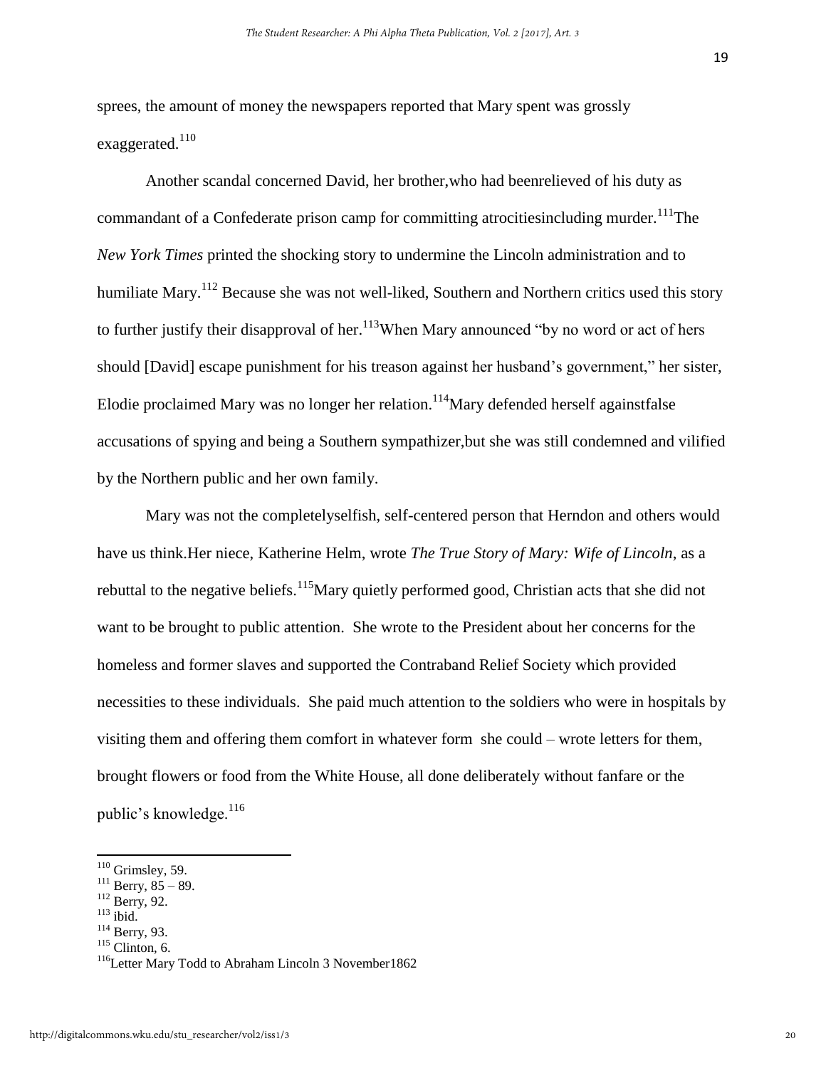sprees, the amount of money the newspapers reported that Mary spent was grossly exaggerated.[110]

Another scandal concerned David, her brother,who had beenrelieved of his duty as commandant of a Confederate prison camp for committing atrocitiesincluding murder.[111]The *New York Times* printed the shocking story to undermine the Lincoln administration and to humiliate Mary.[112] Because she was not well-liked, Southern and Northern critics used this story to further justify their disapproval of her.[113]When Mary announced "by no word or act of hers should [David] escape punishment for his treason against her husband's government," her sister, Elodie proclaimed Mary was no longer her relation.[114]Mary defended herself againstfalse accusations of spying and being a Southern sympathizer,but she was still condemned and vilified by the Northern public and her own family.

Mary was not the completelyselfish, self-centered person that Herndon and others would have us think.Her niece, Katherine Helm, wrote *The True Story of Mary: Wife of Lincoln*, as a rebuttal to the negative beliefs.[115]Mary quietly performed good, Christian acts that she did not want to be brought to public attention. She wrote to the President about her concerns for the homeless and former slaves and supported the Contraband Relief Society which provided necessities to these individuals. She paid much attention to the soldiers who were in hospitals by visiting them and offering them comfort in whatever form she could – wrote letters for them, brought flowers or food from the White House, all done deliberately without fanfare or the public's knowledge.[116]

---

[110] Grimsley, 59.
[111] Berry, 85 – 89.
[112] Berry, 92.
[113] ibid.
[114] Berry, 93.
[115] Clinton, 6.
[116] Letter Mary Todd to Abraham Lincoln 3 November1862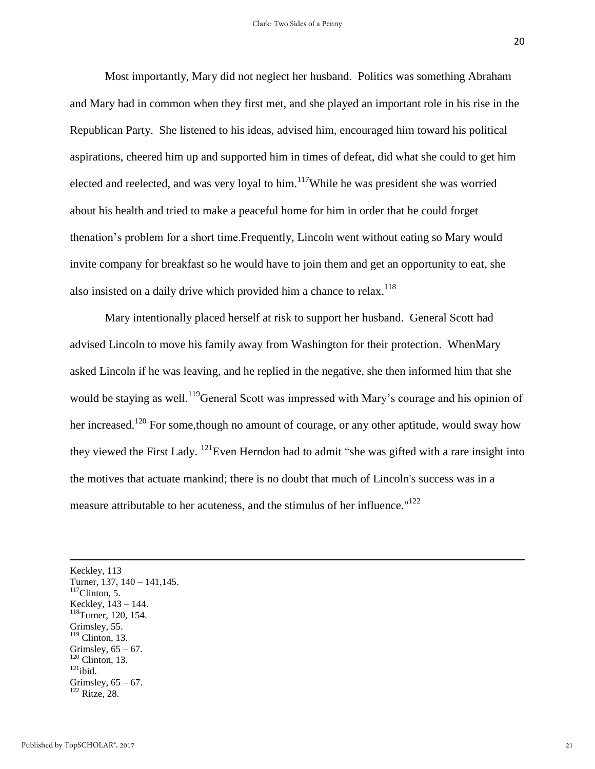Most importantly, Mary did not neglect her husband. Politics was something Abraham and Mary had in common when they first met, and she played an important role in his rise in the Republican Party. She listened to his ideas, advised him, encouraged him toward his political aspirations, cheered him up and supported him in times of defeat, did what she could to get him elected and reelected, and was very loyal to him.[117]While he was president she was worried about his health and tried to make a peaceful home for him in order that he could forget thenation's problem for a short time.Frequently, Lincoln went without eating so Mary would invite company for breakfast so he would have to join them and get an opportunity to eat, she also insisted on a daily drive which provided him a chance to relax.[118]

Mary intentionally placed herself at risk to support her husband. General Scott had advised Lincoln to move his family away from Washington for their protection. WhenMary asked Lincoln if he was leaving, and he replied in the negative, she then informed him that she would be staying as well.[119]General Scott was impressed with Mary's courage and his opinion of her increased.[120] For some,though no amount of courage, or any other aptitude, would sway how they viewed the First Lady. [121]Even Herndon had to admit "she was gifted with a rare insight into the motives that actuate mankind; there is no doubt that much of Lincoln's success was in a measure attributable to her acuteness, and the stimulus of her influence."[122]

---

Keckley, 113
Turner, 137, 140 – 141,145.
[117]Clinton, 5.
Keckley, 143 – 144.
[118]Turner, 120, 154.
Grimsley, 55.
[119] Clinton, 13.
Grimsley, 65 – 67.
[120] Clinton, 13.
[121]ibid.
Grimsley, 65 – 67.
[122] Ritze, 28.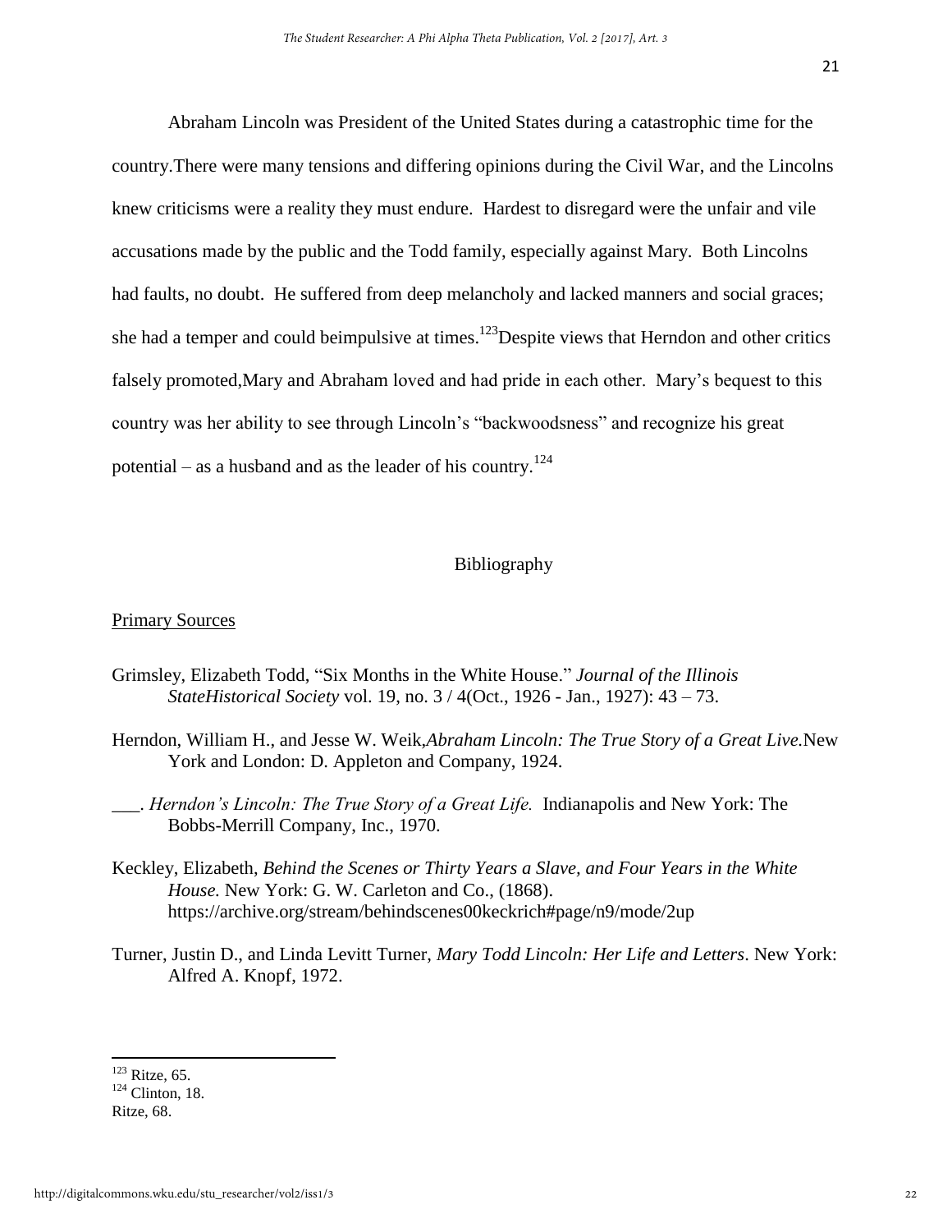Abraham Lincoln was President of the United States during a catastrophic time for the country.There were many tensions and differing opinions during the Civil War, and the Lincolns knew criticisms were a reality they must endure. Hardest to disregard were the unfair and vile accusations made by the public and the Todd family, especially against Mary. Both Lincolns had faults, no doubt. He suffered from deep melancholy and lacked manners and social graces; she had a temper and could beimpulsive at times.[123]Despite views that Herndon and other critics falsely promoted,Mary and Abraham loved and had pride in each other. Mary's bequest to this country was her ability to see through Lincoln's "backwoodsness" and recognize his great potential – as a husband and as the leader of his country.[124]

## Bibliography

### Primary Sources

Grimsley, Elizabeth Todd, "Six Months in the White House." *Journal of the Illinois StateHistorical Society* vol. 19, no. 3 / 4(Oct., 1926 - Jan., 1927): 43 – 73.

Herndon, William H., and Jesse W. Weik,*Abraham Lincoln: The True Story of a Great Live.*New York and London: D. Appleton and Company, 1924.

___. *Herndon's Lincoln: The True Story of a Great Life.* Indianapolis and New York: The Bobbs-Merrill Company, Inc., 1970.

Keckley, Elizabeth, *Behind the Scenes or Thirty Years a Slave, and Four Years in the White House.* New York: G. W. Carleton and Co., (1868). https://archive.org/stream/behindscenes00keckrich#page/n9/mode/2up

Turner, Justin D., and Linda Levitt Turner, *Mary Todd Lincoln: Her Life and Letters*. New York: Alfred A. Knopf, 1972.

---

[123] Ritze, 65.
[124] Clinton, 18.
Ritze, 68.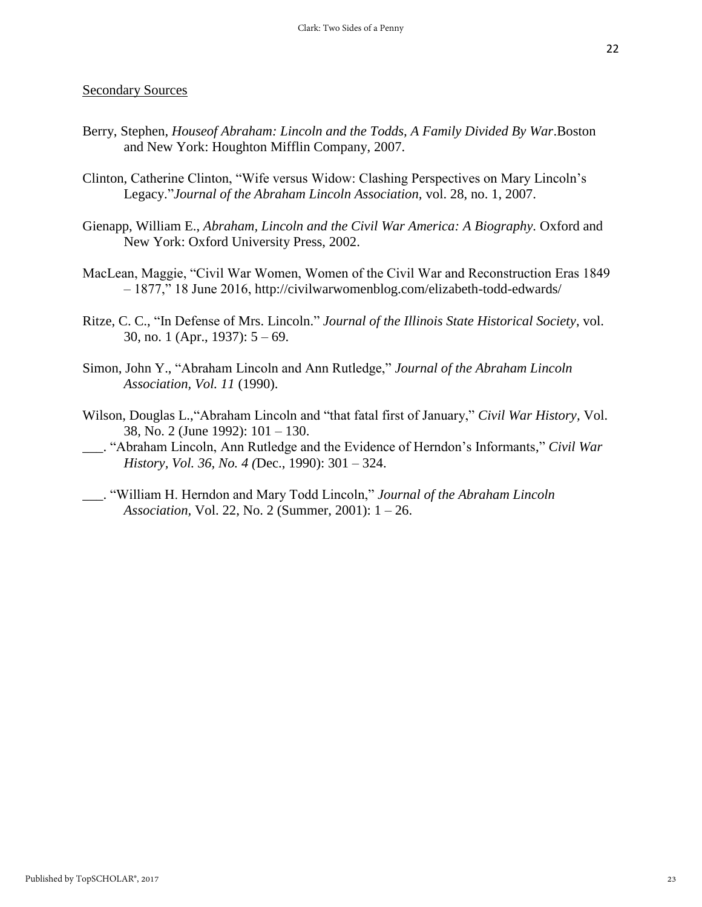## Secondary Sources

Berry, Stephen, *Houseof Abraham: Lincoln and the Todds, A Family Divided By War*.Boston and New York: Houghton Mifflin Company, 2007.

Clinton, Catherine Clinton, "Wife versus Widow: Clashing Perspectives on Mary Lincoln's Legacy."*Journal of the Abraham Lincoln Association,* vol. 28, no. 1, 2007.

Gienapp, William E., *Abraham, Lincoln and the Civil War America: A Biography*. Oxford and New York: Oxford University Press, 2002.

MacLean, Maggie, "Civil War Women, Women of the Civil War and Reconstruction Eras 1849 – 1877," 18 June 2016, http://civilwarwomenblog.com/elizabeth-todd-edwards/

Ritze, C. C., "In Defense of Mrs. Lincoln." *Journal of the Illinois State Historical Society*, vol. 30, no. 1 (Apr., 1937): 5 – 69.

Simon, John Y., "Abraham Lincoln and Ann Rutledge," *Journal of the Abraham Lincoln Association, Vol. 11* (1990).

Wilson, Douglas L.,"Abraham Lincoln and "that fatal first of January," *Civil War History,* Vol. 38, No. 2 (June 1992): 101 – 130.

___. "Abraham Lincoln, Ann Rutledge and the Evidence of Herndon's Informants," *Civil War History, Vol. 36, No. 4 (*Dec., 1990): 301 – 324.

___. "William H. Herndon and Mary Todd Lincoln," *Journal of the Abraham Lincoln Association,* Vol. 22, No. 2 (Summer, 2001): 1 – 26.